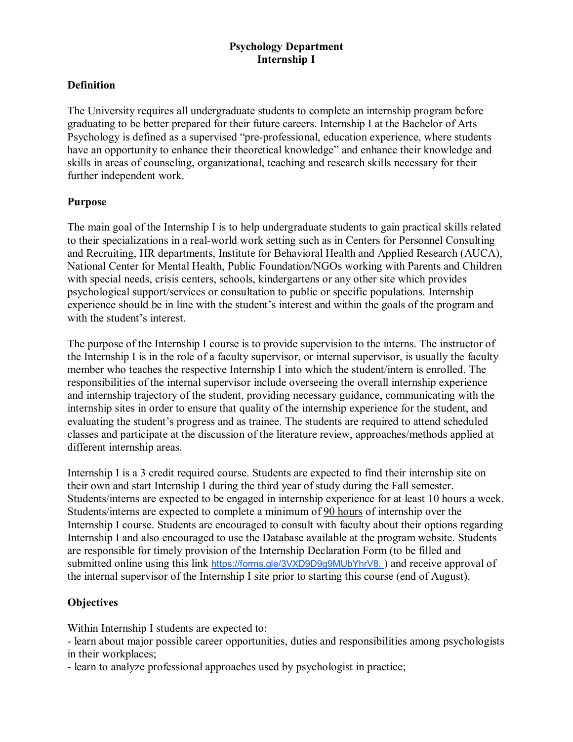# Psychology Department
## Internship I

### Definition

The University requires all undergraduate students to complete an internship program before graduating to be better prepared for their future careers. Internship I at the Bachelor of Arts Psychology is defined as a supervised "pre-professional, education experience, where students have an opportunity to enhance their theoretical knowledge" and enhance their knowledge and skills in areas of counseling, organizational, teaching and research skills necessary for their further independent work.

### Purpose

The main goal of the Internship I is to help undergraduate students to gain practical skills related to their specializations in a real-world work setting such as in Centers for Personnel Consulting and Recruiting, HR departments, Institute for Behavioral Health and Applied Research (AUCA), National Center for Mental Health, Public Foundation/NGOs working with Parents and Children with special needs, crisis centers, schools, kindergartens or any other site which provides psychological support/services or consultation to public or specific populations. Internship experience should be in line with the student's interest and within the goals of the program and with the student's interest.

The purpose of the Internship I course is to provide supervision to the interns. The instructor of the Internship I is in the role of a faculty supervisor, or internal supervisor, is usually the faculty member who teaches the respective Internship I into which the student/intern is enrolled. The responsibilities of the internal supervisor include overseeing the overall internship experience and internship trajectory of the student, providing necessary guidance, communicating with the internship sites in order to ensure that quality of the internship experience for the student, and evaluating the student's progress and as trainee. The students are required to attend scheduled classes and participate at the discussion of the literature review, approaches/methods applied at different internship areas.

Internship I is a 3 credit required course. Students are expected to find their internship site on their own and start Internship I during the third year of study during the Fall semester. Students/interns are expected to be engaged in internship experience for at least 10 hours a week. Students/interns are expected to complete a minimum of 90 hours of internship over the Internship I course. Students are encouraged to consult with faculty about their options regarding Internship I and also encouraged to use the Database available at the program website. Students are responsible for timely provision of the Internship Declaration Form (to be filled and submitted online using this link https://forms.gle/3VXD9D9g9MUbYhrV8. ) and receive approval of the internal supervisor of the Internship I site prior to starting this course (end of August).

### Objectives

Within Internship I students are expected to:

- learn about major possible career opportunities, duties and responsibilities among psychologists in their workplaces;
- learn to analyze professional approaches used by psychologist in practice;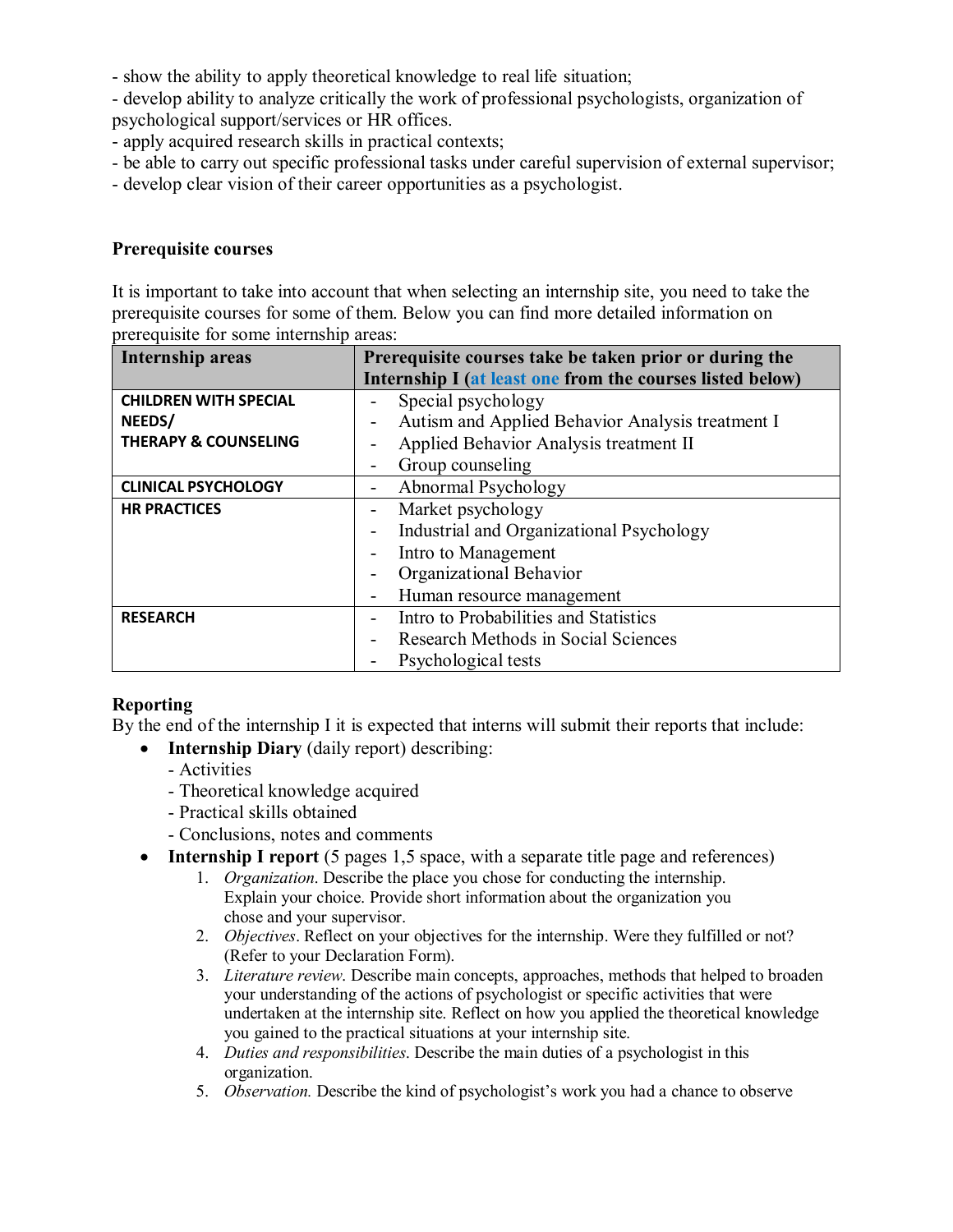- show the ability to apply theoretical knowledge to real life situation;
- develop ability to analyze critically the work of professional psychologists, organization of psychological support/services or HR offices.
- apply acquired research skills in practical contexts;
- be able to carry out specific professional tasks under careful supervision of external supervisor;
- develop clear vision of their career opportunities as a psychologist.

**Prerequisite courses**

It is important to take into account that when selecting an internship site, you need to take the prerequisite courses for some of them. Below you can find more detailed information on prerequisite for some internship areas:

| Internship areas | Prerequisite courses take be taken prior or during the Internship I (at least one from the courses listed below) |
|---|---|
| **CHILDREN WITH SPECIAL NEEDS/ THERAPY & COUNSELING** | - Special psychology<br>- Autism and Applied Behavior Analysis treatment I<br>- Applied Behavior Analysis treatment II<br>- Group counseling |
| **CLINICAL PSYCHOLOGY** | - Abnormal Psychology |
| **HR PRACTICES** | - Market psychology<br>- Industrial and Organizational Psychology<br>- Intro to Management<br>- Organizational Behavior<br>- Human resource management |
| **RESEARCH** | - Intro to Probabilities and Statistics<br>- Research Methods in Social Sciences<br>- Psychological tests |

**Reporting**

By the end of the internship I it is expected that interns will submit their reports that include:

- **Internship Diary** (daily report) describing:
  - Activities
  - Theoretical knowledge acquired
  - Practical skills obtained
  - Conclusions, notes and comments
- **Internship I report** (5 pages 1,5 space, with a separate title page and references)
  1. *Organization.* Describe the place you chose for conducting the internship. Explain your choice. Provide short information about the organization you chose and your supervisor.
  2. *Objectives*. Reflect on your objectives for the internship. Were they fulfilled or not? (Refer to your Declaration Form).
  3. *Literature review*. Describe main concepts, approaches, methods that helped to broaden your understanding of the actions of psychologist or specific activities that were undertaken at the internship site. Reflect on how you applied the theoretical knowledge you gained to the practical situations at your internship site.
  4. *Duties and responsibilities.* Describe the main duties of a psychologist in this organization.
  5. *Observation.* Describe the kind of psychologist's work you had a chance to observe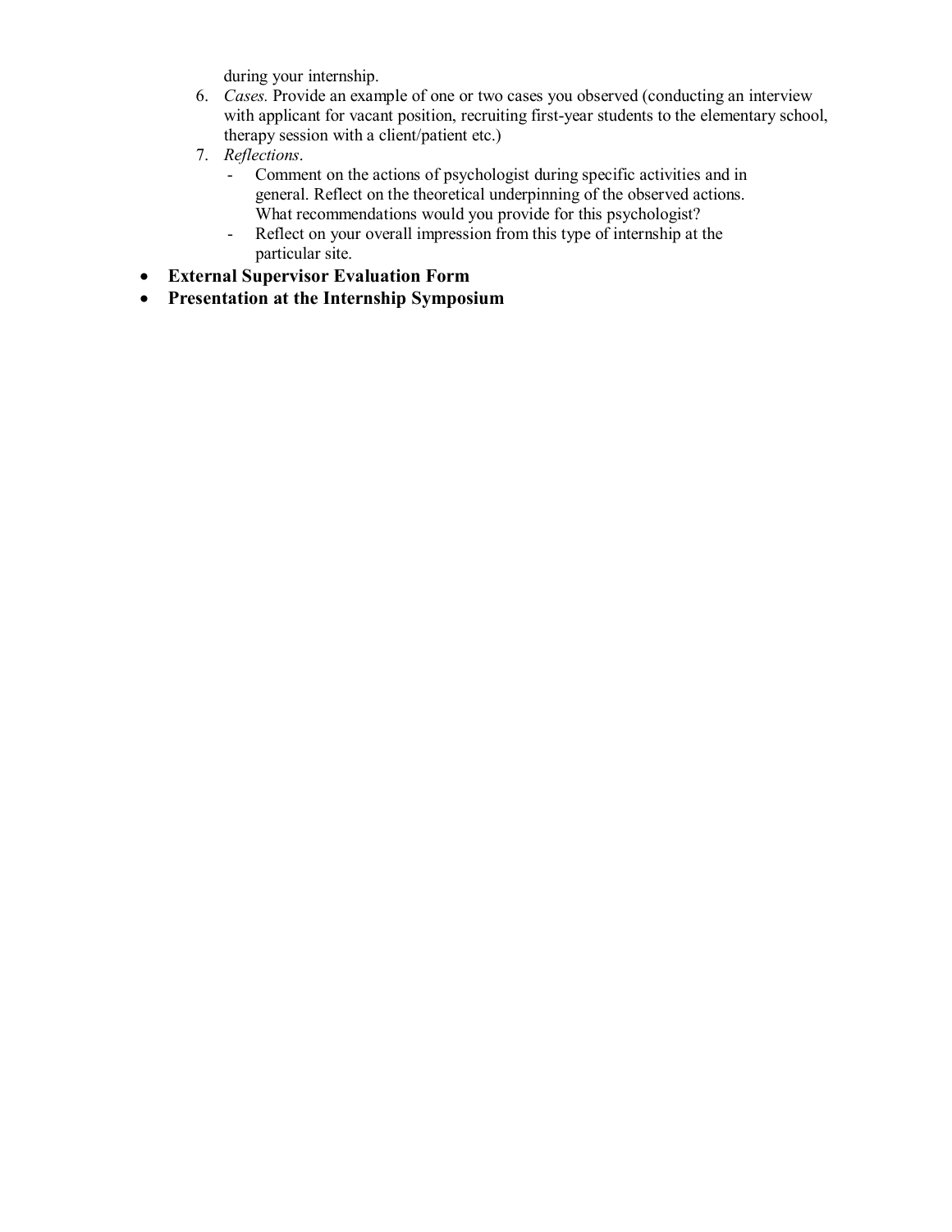during your internship.

6. *Cases.* Provide an example of one or two cases you observed (conducting an interview with applicant for vacant position, recruiting first-year students to the elementary school, therapy session with a client/patient etc.)
7. *Reflections*.
   - Comment on the actions of psychologist during specific activities and in general. Reflect on the theoretical underpinning of the observed actions. What recommendations would you provide for this psychologist?
   - Reflect on your overall impression from this type of internship at the particular site.

- **External Supervisor Evaluation Form**
- **Presentation at the Internship Symposium**